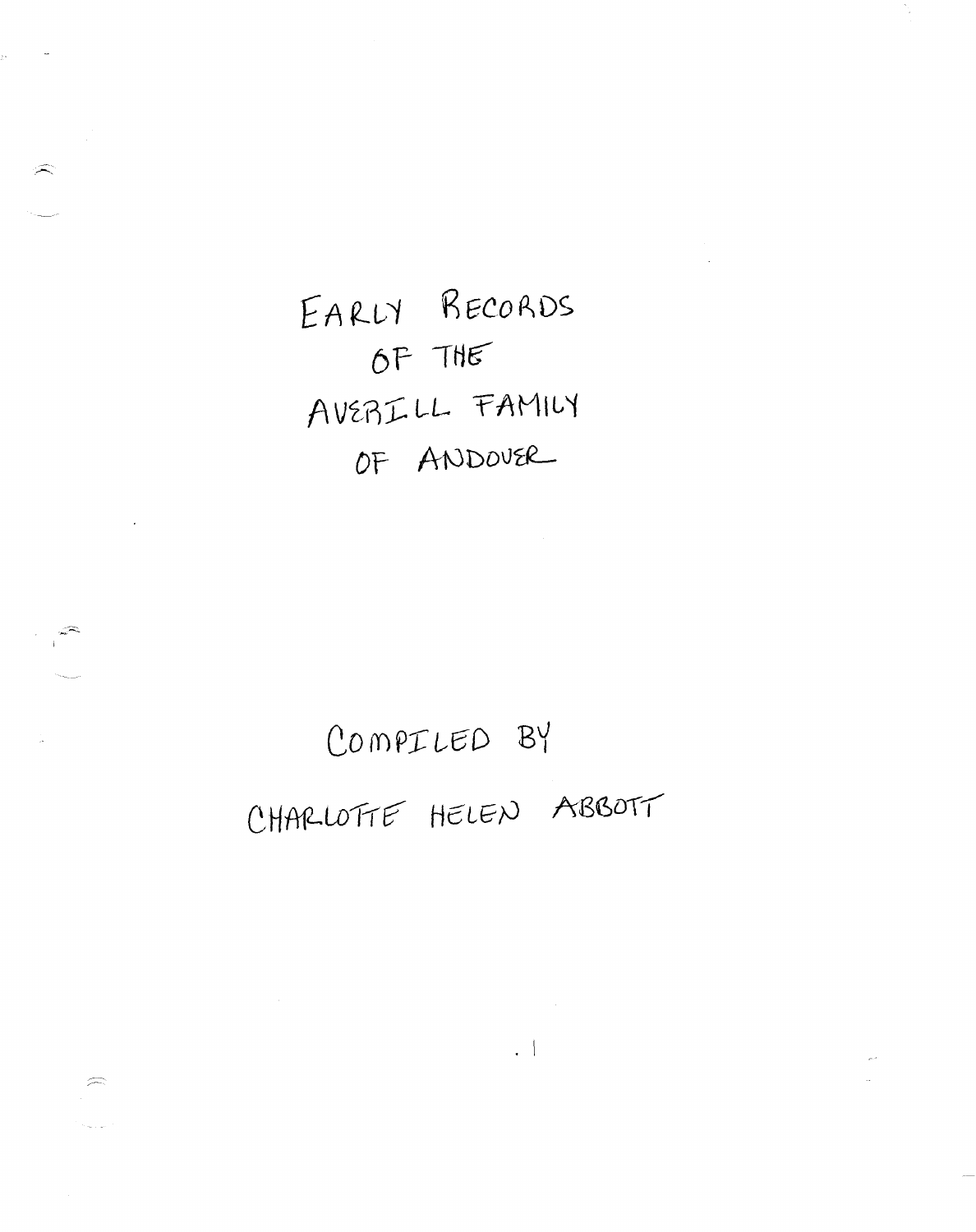# EARLY RECORDS OF THE AVERILL FAMILY OF ANDOVER

COMPILED BY

CHARLOTTE HELEN ABBOTT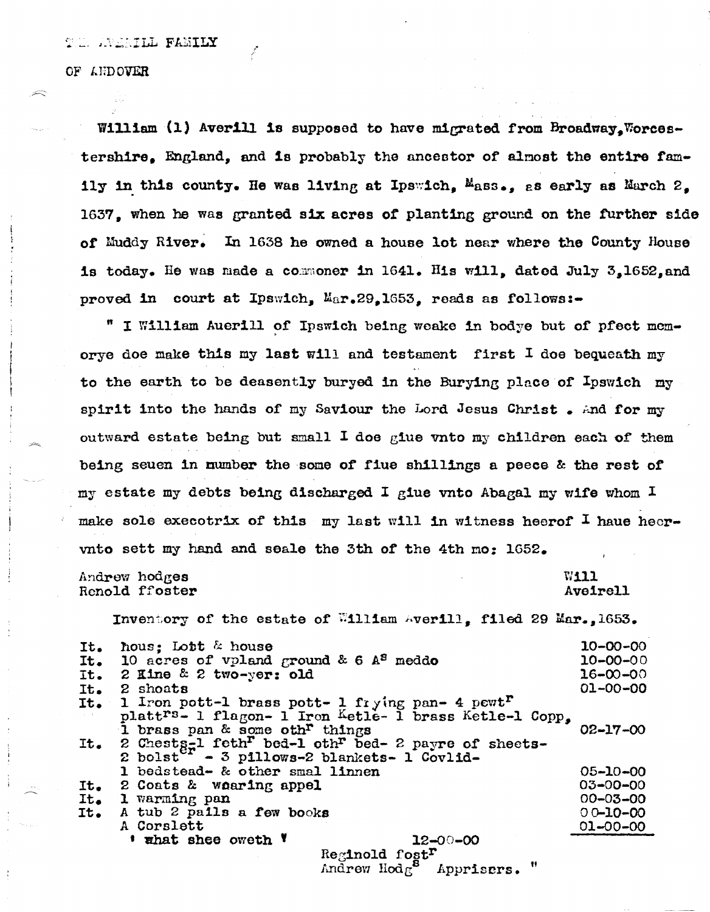T.. ..ERILL FAMILY

OF ANDOVER

William (1) Averill is supposed to have migrated from Broadway, Worcestershire, England, and is probably the ancestor of almost the entire family in this county. He was living at Ipswich, Mass., as early as March 2, 1637, when he was granted six acres of planting ground on the further side of Muddy River. In 1638 he owned a house lot near where the County House is today. He was made a commoner in 1641. His will, dated July 3, 1652, and proved in court at Ipswich, Mar. 29, 1653, reads as follows:-

" I William Auerill of Ipswich being weake in bodye but of pfect memorye doe make this my last will and testament first I doe bequeath my to the earth to be deasently buryed in the Burying place of Ipswich my spirit into the hands of my Saviour the Lord Jesus Christ . And for my outward estate being but small I doe giue vnto my children each of them being seuen in number the some of fiue shillings a peece & the rest of my estate my debts being discharged I giue vnto Abagal my wife whom I make sole execotrix of this my last will in witness heerof I haue heervnto sett my hand and seale the 3th of the 4th mo: 1652.

Andrew hodges
Renold ffoster

Will
Aveirell

Inventory of the estate of William Averill, filed 29 Mar., 1653.

| | | |
|---|---|---|
| It. | hous; Lott & house | 10-00-00 |
| It. | 10 acres of vpland ground & 6 A$^{s}$ meddo | 10-00-00 |
| It. | 2 Kine & 2 two-yer: old | 16-00-00 |
| It. | 2 shoats | 01-00-00 |
| It. | 1 Iron pott-1 brass pott- 1 frying pan- 4 pewt$^{r}$ platt$^{rs}$- 1 flagon- 1 Iron Ketle- 1 brass Ketle-1 Copp, 1 brass pan & some oth$^{r}$ things | 02-17-00 |
| It. | 2 Chests-1 feth$^{r}$ bed-1 oth$^{r}$ bed- 2 payre of sheets- 2 bolst$^{er}$ - 3 pillows-2 blankets- 1 Covlid- 1 bedstead- & other smal linnen | 05-10-00 |
| It. | 2 Coats & wearing appel | 03-00-00 |
| It. | 1 warming pan | 00-03-00 |
| It. | A tub 2 pails a few books | 00-10-00 |
| | A Corslett | 01-00-00 |
| | ' what shee oweth ' | 12-00-00 |

Reginold fost$^{r}$
Andrew Hodg$^{s}$ Apprisers. "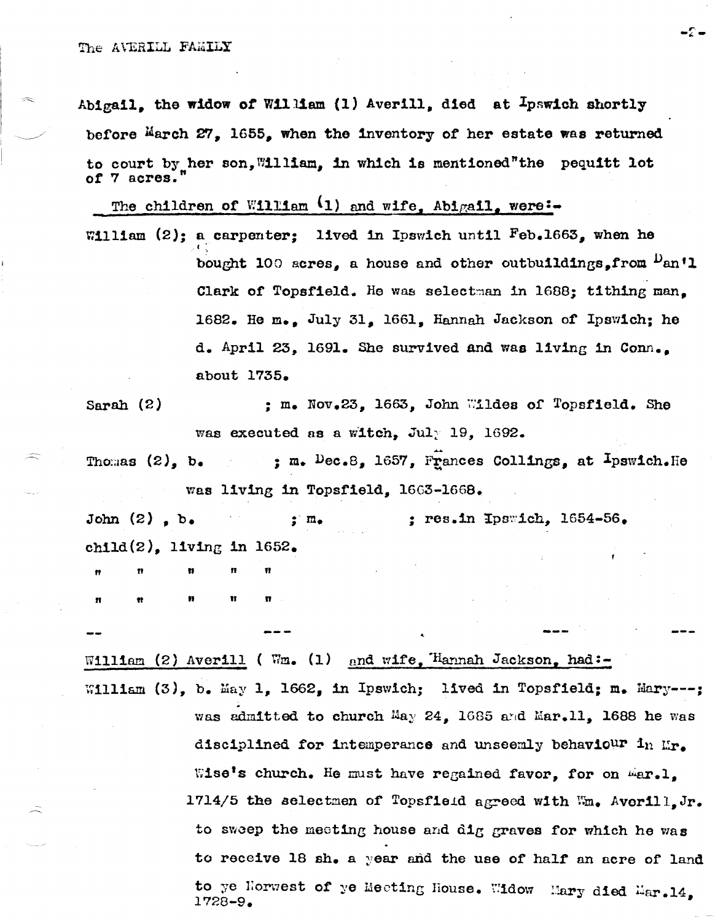Abigail, the widow of William (1) Averill, died at Ipswich shortly before March 27, 1655, when the inventory of her estate was returned to court by her son, William, in which is mentioned "the pequitt lot of 7 acres."

The children of William (1) and wife, Abigail, were:-

William (2); a carpenter; lived in Ipswich until Feb.1663, when he bought 100 acres, a house and other outbuildings, from Dan'l Clark of Topsfield. He was selectman in 1688; tithing man, 1682. He m., July 31, 1661, Hannah Jackson of Ipswich; he d. April 23, 1691. She survived and was living in Conn., about 1735.

Sarah (2) ; m. Nov.23, 1663, John Wildes of Topsfield. She was executed as a witch, July 19, 1692.

Thomas (2), b. ; m. Dec.8, 1657, Frances Collings, at Ipswich. He was living in Topsfield, 1663-1668.

John (2), b. ; m. ; res. in Ipswich, 1654-56.

child(2), living in 1652.

" " " " "

" " " " "

--- --- --- ---

William (2) Averill ( Wm. (1) and wife, Hannah Jackson, had:-

William (3), b. May 1, 1662, in Ipswich; lived in Topsfield; m. Mary---; was admitted to church May 24, 1685 and Mar.11, 1688 he was disciplined for intemperance and unseemly behaviour in Mr. Wise's church. He must have regained favor, for on Mar.1, 1714/5 the selectmen of Topsfield agreed with Wm. Averill, Jr. to sweep the meeting house and dig graves for which he was to receive 18 sh. a year and the use of half an acre of land to ye Norwest of ye Meeting House. Widow Mary died Mar.14, 1728-9.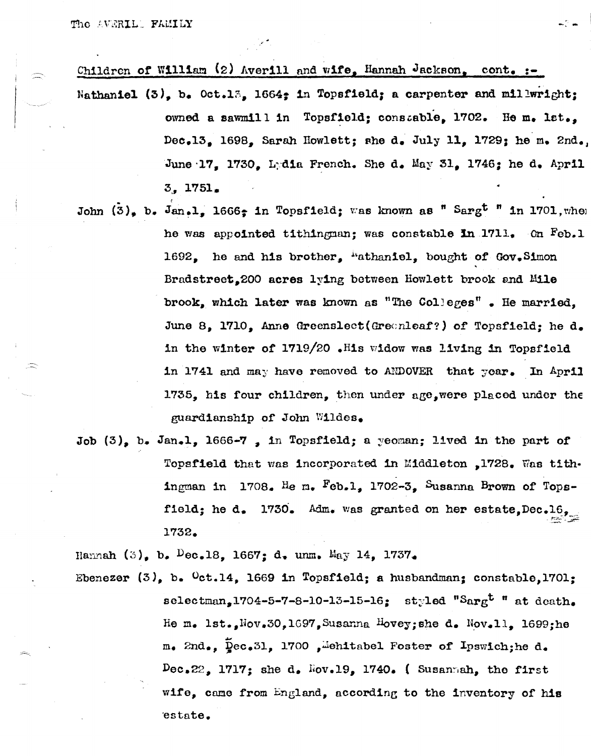Children of William (2) Averill and wife, Hannah Jackson, cont. :-

Nathaniel (3), b. Oct.13, 1664; in Topsfield; a carpenter and millwright; owned a sawmill in Topsfield; constable, 1702. He m. 1st., Dec.13, 1698, Sarah Howlett; she d. July 11, 1729; he m. 2nd., June 17, 1730, Lydia French. She d. May 31, 1746; he d. April 3, 1751.

John (3), b. Jan.1, 1666; in Topsfield; was known as " Sarg$^{t}$ " in 1701, when he was appointed tithingman; was constable in 1711. On Feb.1 1692, he and his brother, Nathaniel, bought of Gov.Simon Bradstreet, 200 acres lying between Howlett brook and Mile brook, which later was known as "The Colleges" . He married, June 8, 1710, Anne Greenslect(Greenleaf?) of Topsfield; he d. in the winter of 1719/20 .His widow was living in Topsfield in 1741 and may have removed to ANDOVER that year. In April 1735, his four children, then under age, were placed under the guardianship of John Wildes.

Job (3), b. Jan.1, 1666-7 , in Topsfield; a yeoman; lived in the part of Topsfield that was incorporated in Middleton ,1728. Was tithingman in 1708. He m. Feb.1, 1702-3, Susanna Brown of Topsfield; he d. 1730. Adm. was granted on her estate, Dec.16, 1732.

Hannah (3), b. Dec.18, 1667; d. unm. May 14, 1737.

Ebenezer (3), b. Oct.14, 1669 in Topsfield; a husbandman; constable, 1701; selectman, 1704-5-7-8-10-13-15-16; styled "Sarg$^{t}$ " at death. He m. 1st., Nov.30, 1697, Susanna Hovey; she d. Nov.11, 1699; he m. 2nd., Dec.31, 1700 , Mehitabel Foster of Ipswich; he d. Dec.22, 1717; she d. Nov.19, 1740. ( Susannah, the first wife, came from England, according to the inventory of his estate.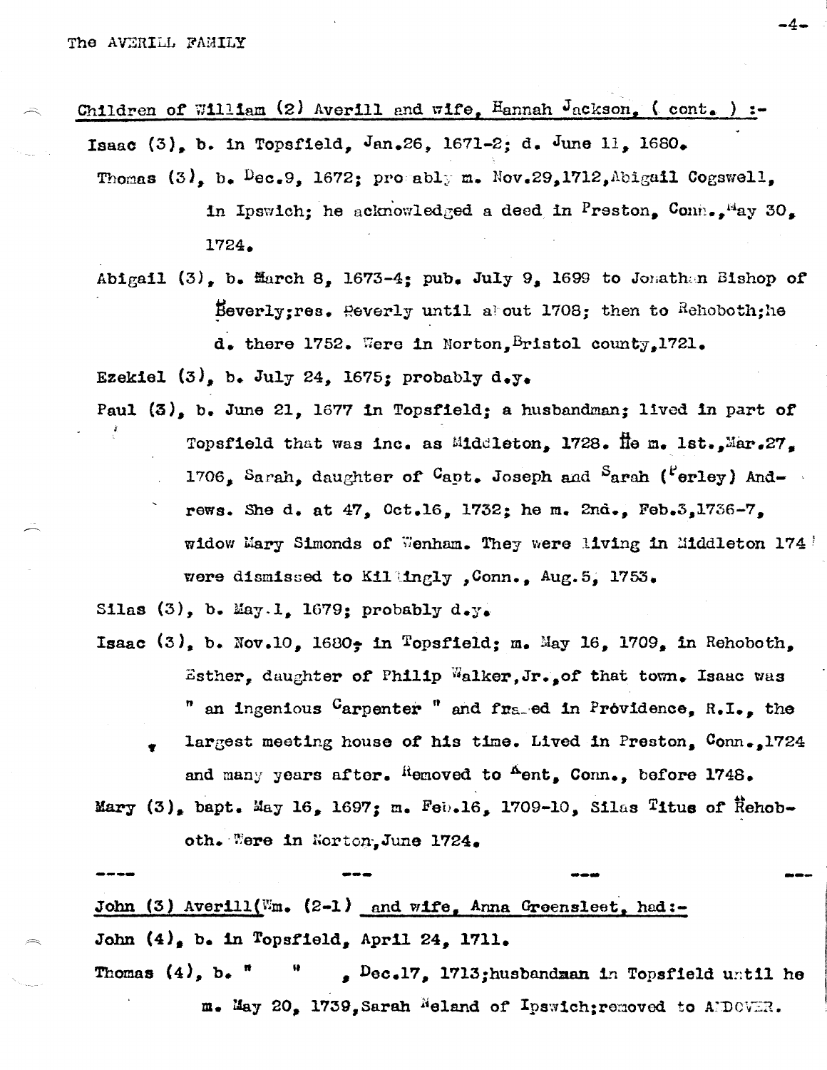Children of William (2) Averill and wife, Hannah Jackson, ( cont. ) :-

Isaac (3), b. in Topsfield, Jan.26, 1671-2; d. June 11, 1680.

Thomas (3), b. Dec.9, 1672; probably m. Nov.29,1712,Abigail Cogswell, in Ipswich; he acknowledged a deed in Preston, Conn., May 30, 1724.

Abigail (3), b. March 8, 1673-4; pub. July 9, 1699 to Jonathan Bishop of Beverly;res. Beverly until about 1708; then to Rehoboth;he d. there 1752. Were in Norton,Bristol county,1721.

Ezekiel (3), b. July 24, 1675; probably d.y.

Paul (3), b. June 21, 1677 in Topsfield; a husbandman; lived in part of Topsfield that was inc. as Middleton, 1728. He m. 1st.,Mar.27, 1706, Sarah, daughter of Capt. Joseph and Sarah (Perley) Andrews. She d. at 47, Oct.16, 1732; he m. 2nd., Feb.3,1736-7, widow Mary Simonds of Wenham. They were living in Middleton 174 were dismissed to Killingly ,Conn., Aug.5, 1753.

Silas (3), b. May.1, 1679; probably d.y.

Isaac (3), b. Nov.10, 1680, in Topsfield; m. May 16, 1709, in Rehoboth, Esther, daughter of Philip Walker,Jr.,of that town. Isaac was " an ingenious Carpenter " and framed in Providence, R.I., the largest meeting house of his time. Lived in Preston, Conn.,1724 and many years after. Removed to Kent, Conn., before 1748.

Mary (3), bapt. May 16, 1697; m. Feb.16, 1709-10, Silas Titus of Rehoboth. Were in Norton,June 1724.

---

John (3) Averill(Wm. (2-1) and wife, Anna Greensleet, had:-

John (4), b. in Topsfield, April 24, 1711.

Thomas (4), b. " " , Dec.17, 1713;husbandman in Topsfield until he m. May 20, 1739,Sarah Meland of Ipswich;removed to ANDOVER.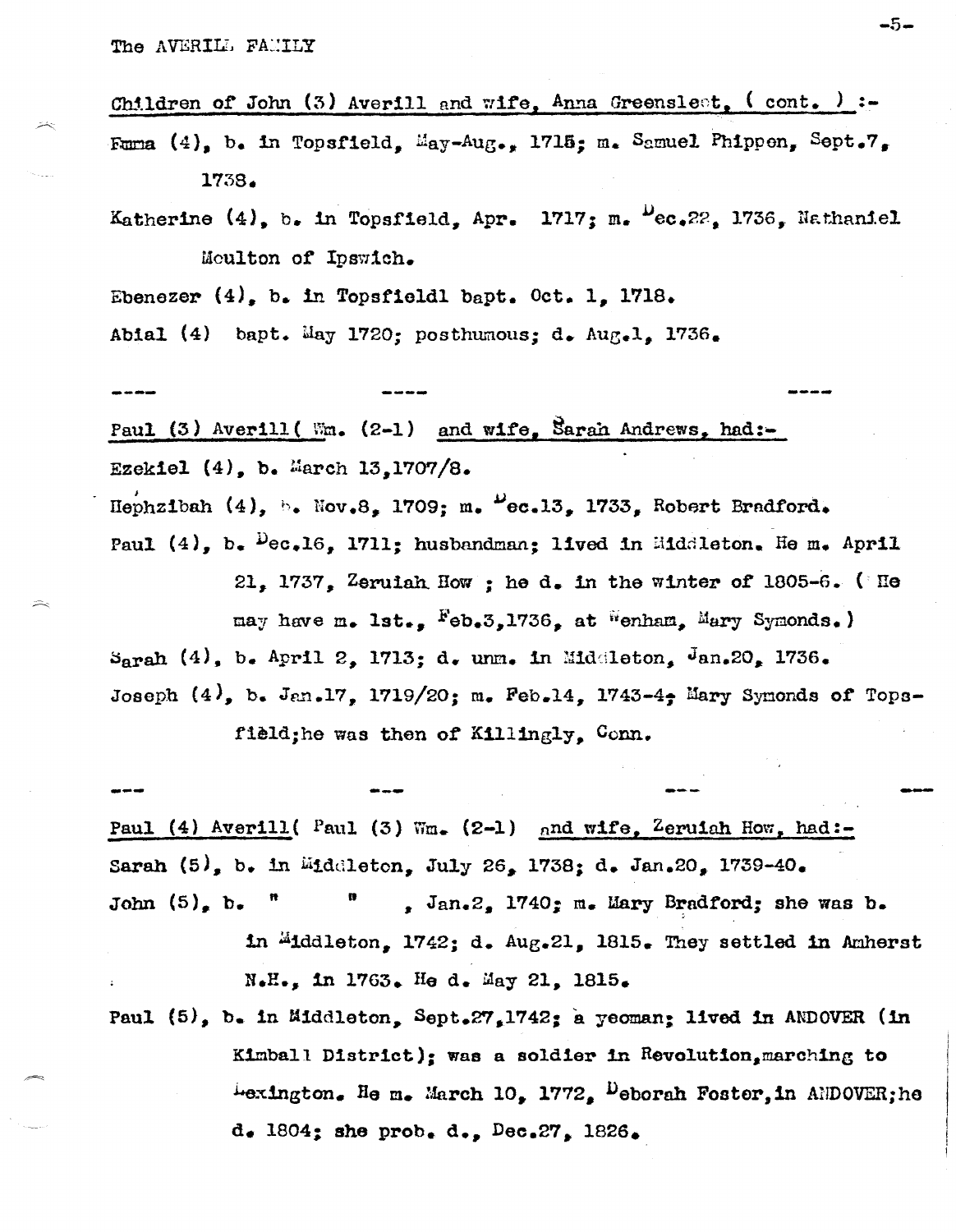Children of John (3) Averill and wife, Anna Greensleet, ( cont. ) :-

Emma (4), b. in Topsfield, May-Aug., 1715; m. Samuel Phippen, Sept.7, 1738.

Katherine (4), b. in Topsfield, Apr. 1717; m. Dec.22, 1736, Nathaniel Moulton of Ipswich.

Ebenezer (4), b. in Topsfieldl bapt. Oct. 1, 1718.

Abial (4) bapt. May 1720; posthumous; d. Aug.1, 1736.

---- ---- ----

Paul (3) Averill( Wm. (2-1) and wife, Sarah Andrews, had:-

Ezekiel (4), b. March 13,1707/8.

Hephzibah (4), b. Nov.8, 1709; m. Dec.13, 1733, Robert Bradford.

Paul (4), b. Dec.16, 1711; husbandman; lived in Middleton. He m. April 21, 1737, Zeruiah How ; he d. in the winter of 1805-6. ( He may have m. 1st., Feb.3,1736, at Wenham, Mary Symonds.)

Sarah (4), b. April 2, 1713; d. unm. in Middleton, Jan.20, 1736.

Joseph (4), b. Jan.17, 1719/20; m. Feb.14, 1743-4; Mary Symonds of Topsfield;he was then of Killingly, Conn.

--- --- --- ---

Paul (4) Averill( Paul (3) Wm. (2-1) and wife, Zeruiah How, had:-

Sarah (5), b. in Middleton, July 26, 1738; d. Jan.20, 1739-40.

John (5), b. " " , Jan.2, 1740; m. Mary Bradford; she was b. in Middleton, 1742; d. Aug.21, 1815. They settled in Amherst N.H., in 1763. He d. May 21, 1815.

Paul (5), b. in Middleton, Sept.27,1742; a yeoman; lived in ANDOVER (in Kimball District); was a soldier in Revolution,marching to Lexington. He m. March 10, 1772, Deborah Foster,in ANDOVER;he d. 1804; she prob. d., Dec.27, 1826.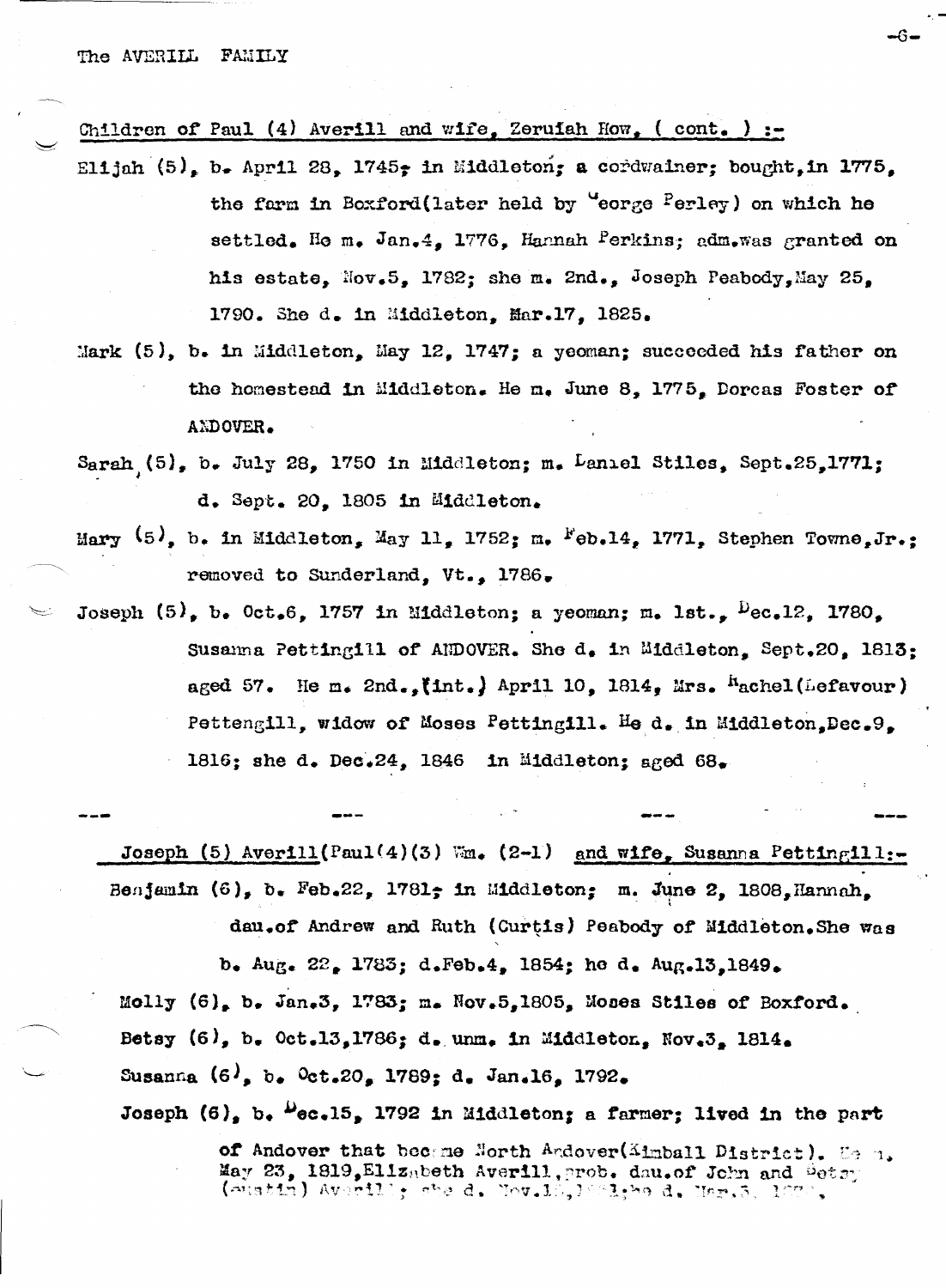Children of Paul (4) Averill and wife, Zeruiah How, ( cont. ) :-

Elijah (5), b. April 28, 1745, in Middleton; a cordwainer; bought, in 1775, the farm in Boxford (later held by George Perley) on which he settled. He m. Jan.4, 1776, Hannah Perkins; adm. was granted on his estate, Nov.5, 1782; she m. 2nd., Joseph Peabody, May 25, 1790. She d. in Middleton, Mar.17, 1825.

Mark (5), b. in Middleton, May 12, 1747; a yeoman; succeeded his father on the homestead in Middleton. He m. June 8, 1775, Dorcas Foster of ANDOVER.

Sarah (5), b. July 28, 1750 in Middleton; m. Daniel Stiles, Sept.25, 1771; d. Sept. 20, 1805 in Middleton.

Mary (5), b. in Middleton, May 11, 1752; m. Feb.14, 1771, Stephen Towne, Jr.; removed to Sunderland, Vt., 1786.

Joseph (5), b. Oct.6, 1757 in Middleton; a yeoman; m. 1st., Dec.12, 1780, Susanna Pettingill of ANDOVER. She d. in Middleton, Sept.20, 1813; aged 57. He m. 2nd., (int.) April 10, 1814, Mrs. Rachel (Lefavour) Pettengill, widow of Moses Pettingill. He d. in Middleton, Dec.9, 1816; she d. Dec.24, 1846 in Middleton; aged 68.

--- --- --- ---

Joseph (5) Averill (Paul (4) (3) Wm. (2-1) and wife, Susanna Pettingill:-

Benjamin (6), b. Feb.22, 1781, in Middleton; m. June 2, 1808, Hannah, dau. of Andrew and Ruth (Curtis) Peabody of Middleton. She was b. Aug. 22, 1783; d. Feb.4, 1854; he d. Aug.13, 1849.

Molly (6), b. Jan.3, 1783; m. Nov.5, 1805, Moses Stiles of Boxford.

Betsy (6), b. Oct.13, 1786; d. unm. in Middleton, Nov.3, 1814.

Susanna (6), b. Oct.20, 1789; d. Jan.16, 1792.

Joseph (6), b. Dec.15, 1792 in Middleton; a farmer; lived in the part of Andover that became North Andover (Kimball District). He m. May 23, 1819, Elizabeth Averill, prob. dau. of John and Betsy (Austin) Averill; she d. Nov.1?, 18?1; he d. Mar.3, 18??.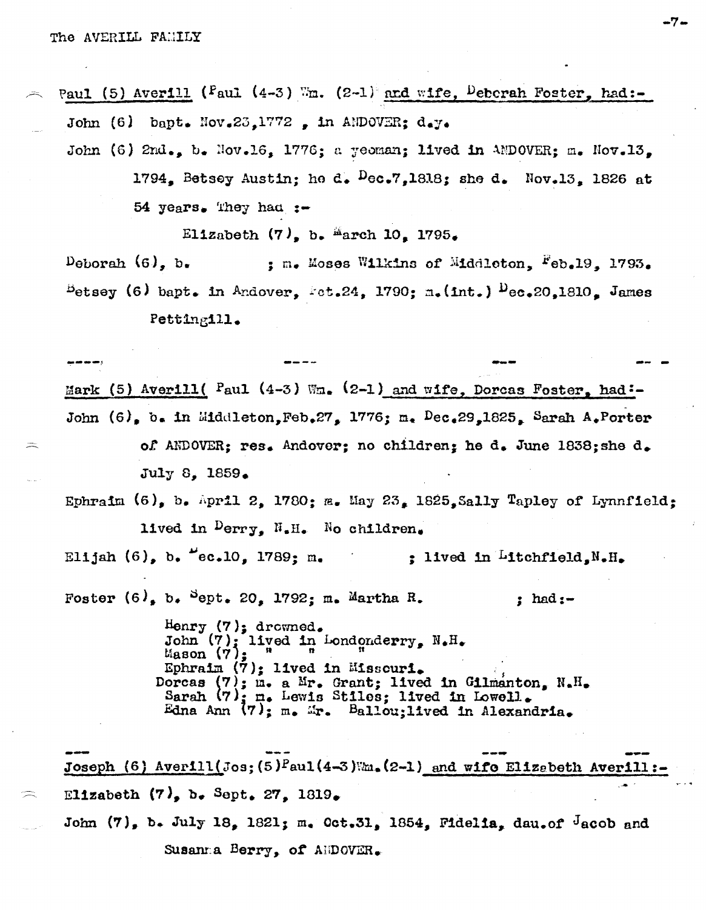Paul (5) Averill (Paul (4-3) Wm. (2-1) and wife, Deborah Foster, had:-

John (6) bapt. Nov.23,1772 , in ANDOVER; d.y.

John (6) 2nd., b. Nov.16, 1776; a yeoman; lived in ANDOVER; m. Nov.13, 1794, Betsey Austin; he d. Dec.7,1818; she d. Nov.13, 1826 at 54 years. They had :-

Elizabeth (7), b. March 10, 1795.

Deborah (6), b. ; m. Moses Wilkins of Middleton, Feb.19, 1793.

Betsey (6) bapt. in Andover, Oct.24, 1790; m.(int.) Dec.20,1810, James Pettingill.

---

Mark (5) Averill( Paul (4-3) Wm. (2-1) and wife, Dorcas Foster, had:-

John (6), b. in Middleton,Feb.27, 1776; m. Dec.29,1825, Sarah A.Porter of ANDOVER; res. Andover; no children; he d. June 1838;she d. July 8, 1859.

Ephraim (6), b. April 2, 1780; m. May 23, 1825,Sally Tapley of Lynnfield; lived in Derry, N.H. No children.

Elijah (6), b. Dec.10, 1789; m. ; lived in Litchfield,N.H.

Foster (6), b. Sept. 20, 1792; m. Martha R. ; had:-

Henry (7); drowned.
John (7); lived in Londonderry, N.H.
Mason (7); " "
Ephraim (7); lived in Missouri.
Dorcas (7); m. a Mr. Grant; lived in Gilmanton, N.H.
Sarah (7); m. Lewis Stiles; lived in Lowell.
Edna Ann (7); m. Mr. Ballou;lived in Alexandria.

---

Joseph (6) Averill(Jos;(5)Paul(4-3)Wm.(2-1) and wife Elizabeth Averill:-

Elizabeth (7), b. Sept. 27, 1819.

John (7), b. July 18, 1821; m. Oct.31, 1854, Fidelia, dau.of Jacob and Susanna Berry, of ANDOVER.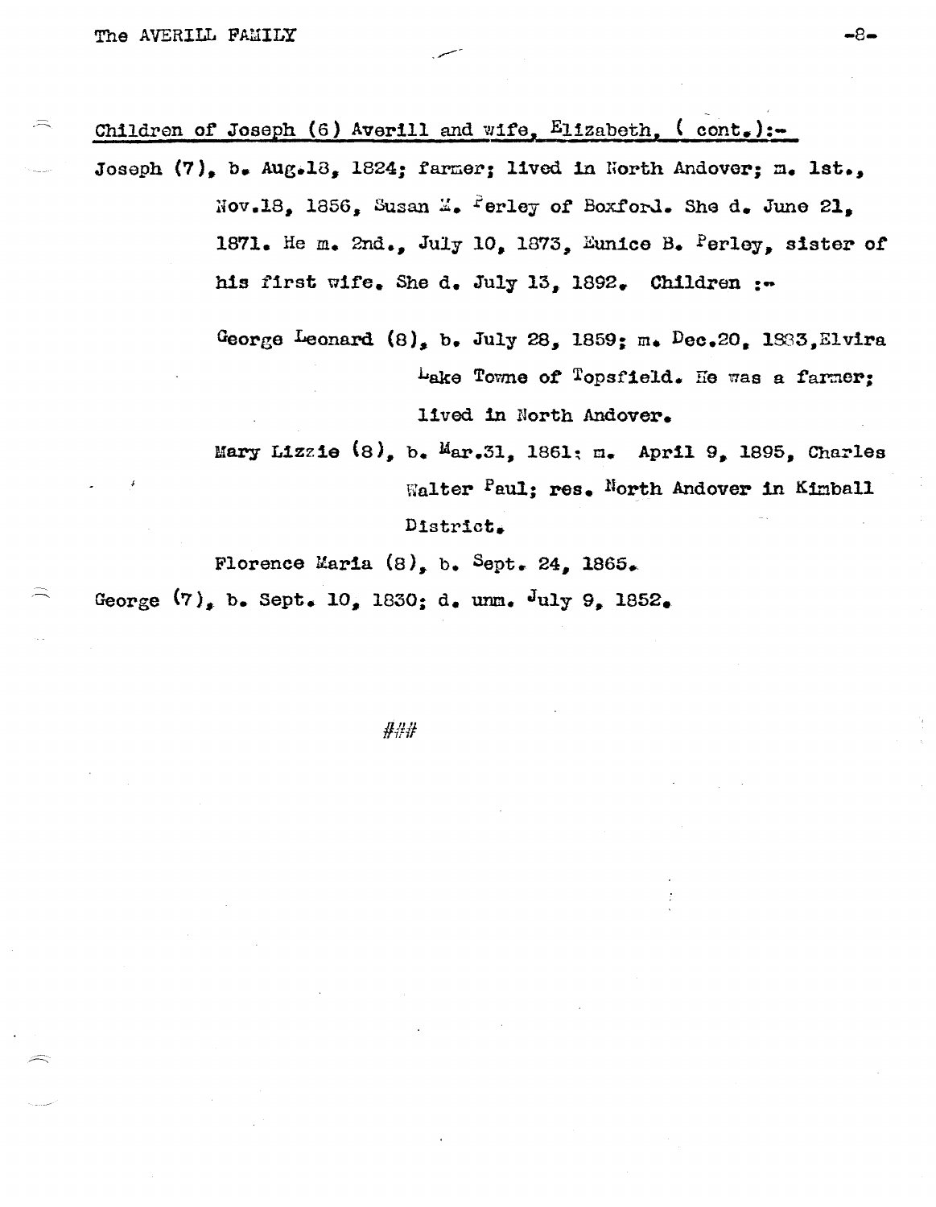Children of Joseph (6) Averill and wife, Elizabeth, ( cont.):-

Joseph (7), b. Aug.13, 1824; farmer; lived in North Andover; m. 1st., Nov.18, 1856, Susan M. Perley of Boxford. She d. June 21, 1871. He m. 2nd., July 10, 1873, Eunice B. Perley, sister of his first wife. She d. July 13, 1892. Children :-

> George Leonard (8), b. July 28, 1859; m. Dec.20, 1883, Elvira Lake Towne of Topsfield. He was a farmer; lived in North Andover.
>
> Mary Lizzie (8), b. Mar.31, 1861; m. April 9, 1895, Charles Walter Paul; res. North Andover in Kimball District.
>
> Florence Maria (8), b. Sept. 24, 1865.

George (7), b. Sept. 10, 1830; d. unm. July 9, 1852.

###